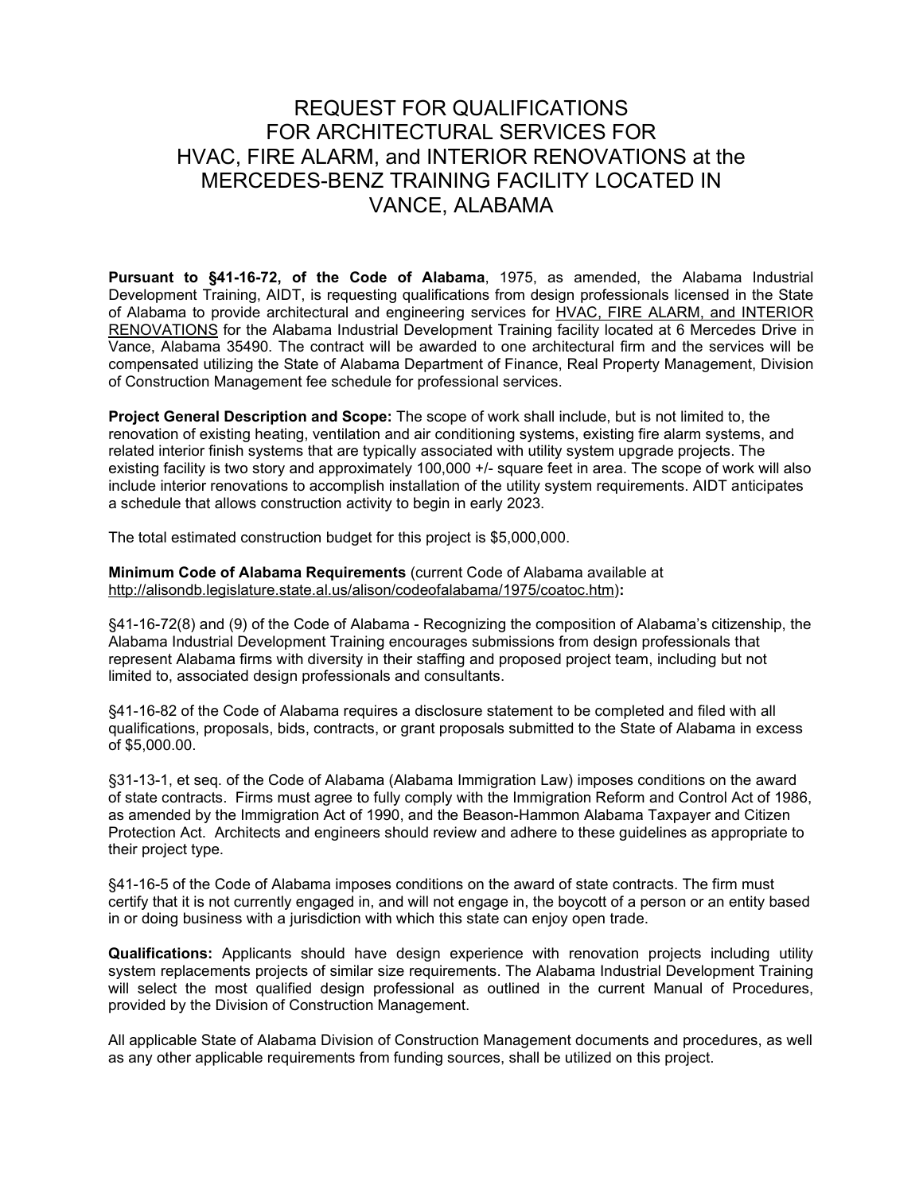# REQUEST FOR QUALIFICATIONS FOR ARCHITECTURAL SERVICES FOR HVAC, FIRE ALARM, and INTERIOR RENOVATIONS at the MERCEDES-BENZ TRAINING FACILITY LOCATED IN VANCE, ALABAMA

**Pursuant to §41-16-72, of the Code of Alabama**, 1975, as amended, the Alabama Industrial Development Training, AIDT, is requesting qualifications from design professionals licensed in the State of Alabama to provide architectural and engineering services for <u>HVAC, FIRE ALARM, and INTERIOR RENOVATIONS</u> for the Alabama Industrial Development Training facility located at 6 Mercedes Drive in Vance, Alabama 35490. The contract will be awarded to one architectural firm and the services will be compensated utilizing the State of Alabama Department of Finance, Real Property Management, Division of Construction Management fee schedule for professional services.

**Project General Description and Scope:** The scope of work shall include, but is not limited to, the renovation of existing heating, ventilation and air conditioning systems, existing fire alarm systems, and related interior finish systems that are typically associated with utility system upgrade projects. The existing facility is two story and approximately 100,000 +/- square feet in area. The scope of work will also include interior renovations to accomplish installation of the utility system requirements. AIDT anticipates a schedule that allows construction activity to begin in early 2023.

The total estimated construction budget for this project is $5,000,000.

**Minimum Code of Alabama Requirements** (current Code of Alabama available at <u>http://alisondb.legislature.state.al.us/alison/codeofalabama/1975/coatoc.htm</u>)**:**

§41-16-72(8) and (9) of the Code of Alabama - Recognizing the composition of Alabama's citizenship, the Alabama Industrial Development Training encourages submissions from design professionals that represent Alabama firms with diversity in their staffing and proposed project team, including but not limited to, associated design professionals and consultants.

§41-16-82 of the Code of Alabama requires a disclosure statement to be completed and filed with all qualifications, proposals, bids, contracts, or grant proposals submitted to the State of Alabama in excess of $5,000.00.

§31-13-1, et seq. of the Code of Alabama (Alabama Immigration Law) imposes conditions on the award of state contracts. Firms must agree to fully comply with the Immigration Reform and Control Act of 1986, as amended by the Immigration Act of 1990, and the Beason-Hammon Alabama Taxpayer and Citizen Protection Act. Architects and engineers should review and adhere to these guidelines as appropriate to their project type.

§41-16-5 of the Code of Alabama imposes conditions on the award of state contracts. The firm must certify that it is not currently engaged in, and will not engage in, the boycott of a person or an entity based in or doing business with a jurisdiction with which this state can enjoy open trade.

**Qualifications:** Applicants should have design experience with renovation projects including utility system replacements projects of similar size requirements. The Alabama Industrial Development Training will select the most qualified design professional as outlined in the current Manual of Procedures, provided by the Division of Construction Management.

All applicable State of Alabama Division of Construction Management documents and procedures, as well as any other applicable requirements from funding sources, shall be utilized on this project.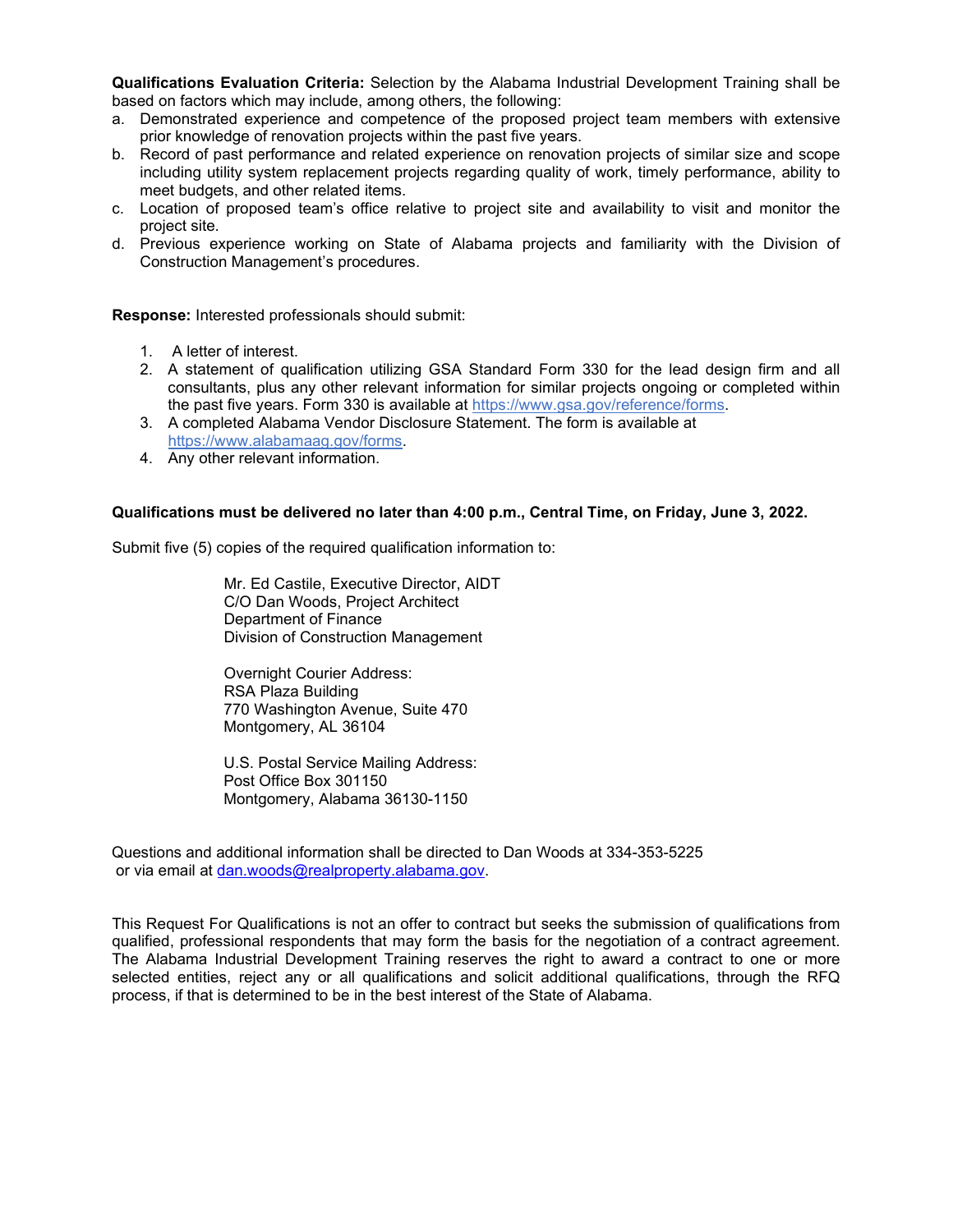**Qualifications Evaluation Criteria:** Selection by the Alabama Industrial Development Training shall be based on factors which may include, among others, the following:

a. Demonstrated experience and competence of the proposed project team members with extensive prior knowledge of renovation projects within the past five years.
b. Record of past performance and related experience on renovation projects of similar size and scope including utility system replacement projects regarding quality of work, timely performance, ability to meet budgets, and other related items.
c. Location of proposed team's office relative to project site and availability to visit and monitor the project site.
d. Previous experience working on State of Alabama projects and familiarity with the Division of Construction Management's procedures.

**Response:** Interested professionals should submit:

1. A letter of interest.
2. A statement of qualification utilizing GSA Standard Form 330 for the lead design firm and all consultants, plus any other relevant information for similar projects ongoing or completed within the past five years. Form 330 is available at https://www.gsa.gov/reference/forms.
3. A completed Alabama Vendor Disclosure Statement. The form is available at https://www.alabamaag.gov/forms.
4. Any other relevant information.

**Qualifications must be delivered no later than 4:00 p.m., Central Time, on Friday, June 3, 2022.**

Submit five (5) copies of the required qualification information to:

Mr. Ed Castile, Executive Director, AIDT
C/O Dan Woods, Project Architect
Department of Finance
Division of Construction Management

Overnight Courier Address:
RSA Plaza Building
770 Washington Avenue, Suite 470
Montgomery, AL 36104

U.S. Postal Service Mailing Address:
Post Office Box 301150
Montgomery, Alabama 36130-1150

Questions and additional information shall be directed to Dan Woods at 334-353-5225 or via email at dan.woods@realproperty.alabama.gov.

This Request For Qualifications is not an offer to contract but seeks the submission of qualifications from qualified, professional respondents that may form the basis for the negotiation of a contract agreement. The Alabama Industrial Development Training reserves the right to award a contract to one or more selected entities, reject any or all qualifications and solicit additional qualifications, through the RFQ process, if that is determined to be in the best interest of the State of Alabama.